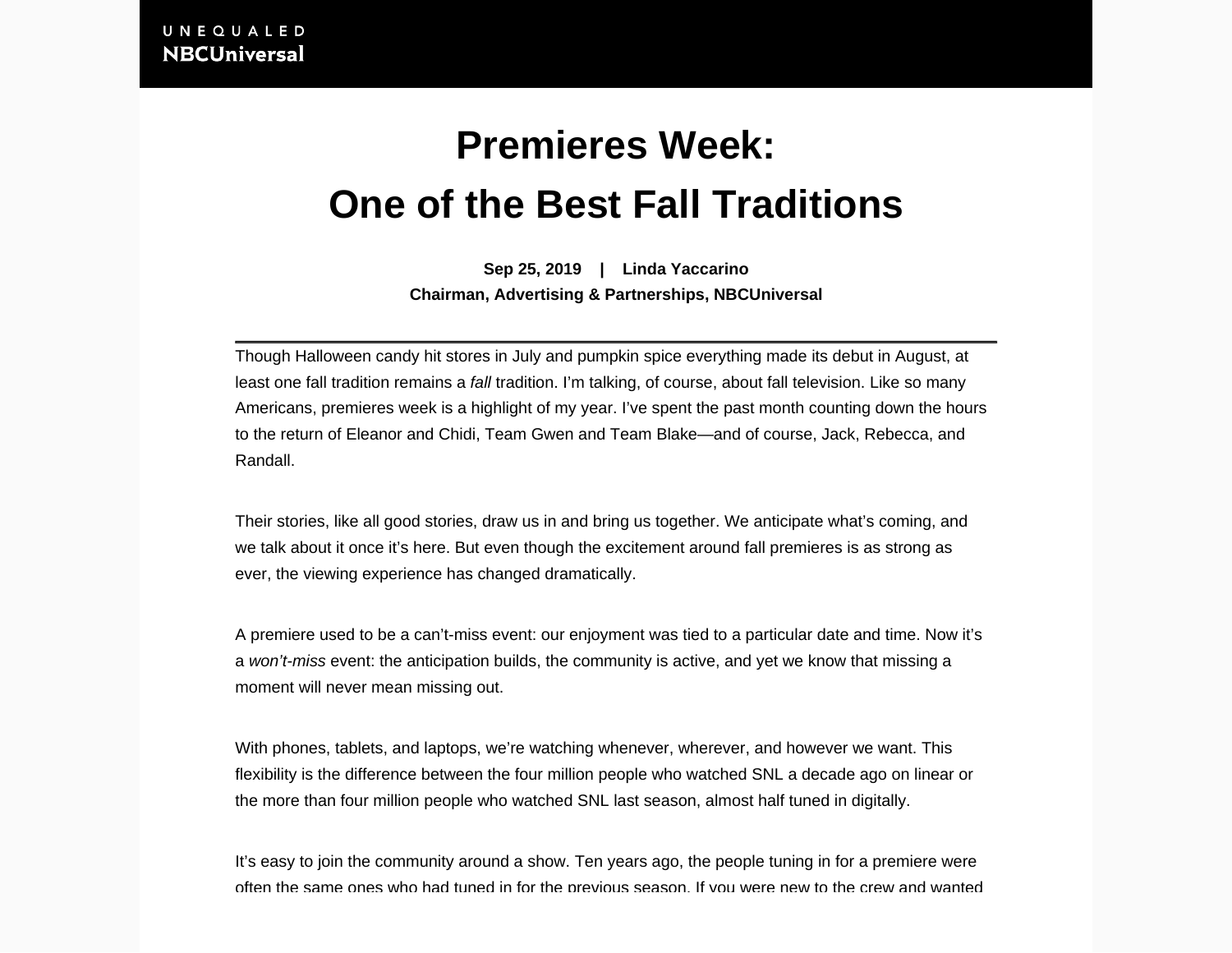UNEQUALED

NBCUniversal

# Premieres Week: One of the Best Fall Traditions

**Sep 25, 2019 | Linda Yaccarino**
**Chairman, Advertising & Partnerships, NBCUniversal**

---

Though Halloween candy hit stores in July and pumpkin spice everything made its debut in August, at least one fall tradition remains a *fall* tradition. I'm talking, of course, about fall television. Like so many Americans, premieres week is a highlight of my year. I've spent the past month counting down the hours to the return of Eleanor and Chidi, Team Gwen and Team Blake—and of course, Jack, Rebecca, and Randall.

Their stories, like all good stories, draw us in and bring us together. We anticipate what's coming, and we talk about it once it's here. But even though the excitement around fall premieres is as strong as ever, the viewing experience has changed dramatically.

A premiere used to be a can't-miss event: our enjoyment was tied to a particular date and time. Now it's a *won't-miss* event: the anticipation builds, the community is active, and yet we know that missing a moment will never mean missing out.

With phones, tablets, and laptops, we're watching whenever, wherever, and however we want. This flexibility is the difference between the four million people who watched SNL a decade ago on linear or the more than four million people who watched SNL last season, almost half tuned in digitally.

It's easy to join the community around a show. Ten years ago, the people tuning in for a premiere were often the same ones who had tuned in for the previous season. If you were new to the crew and wanted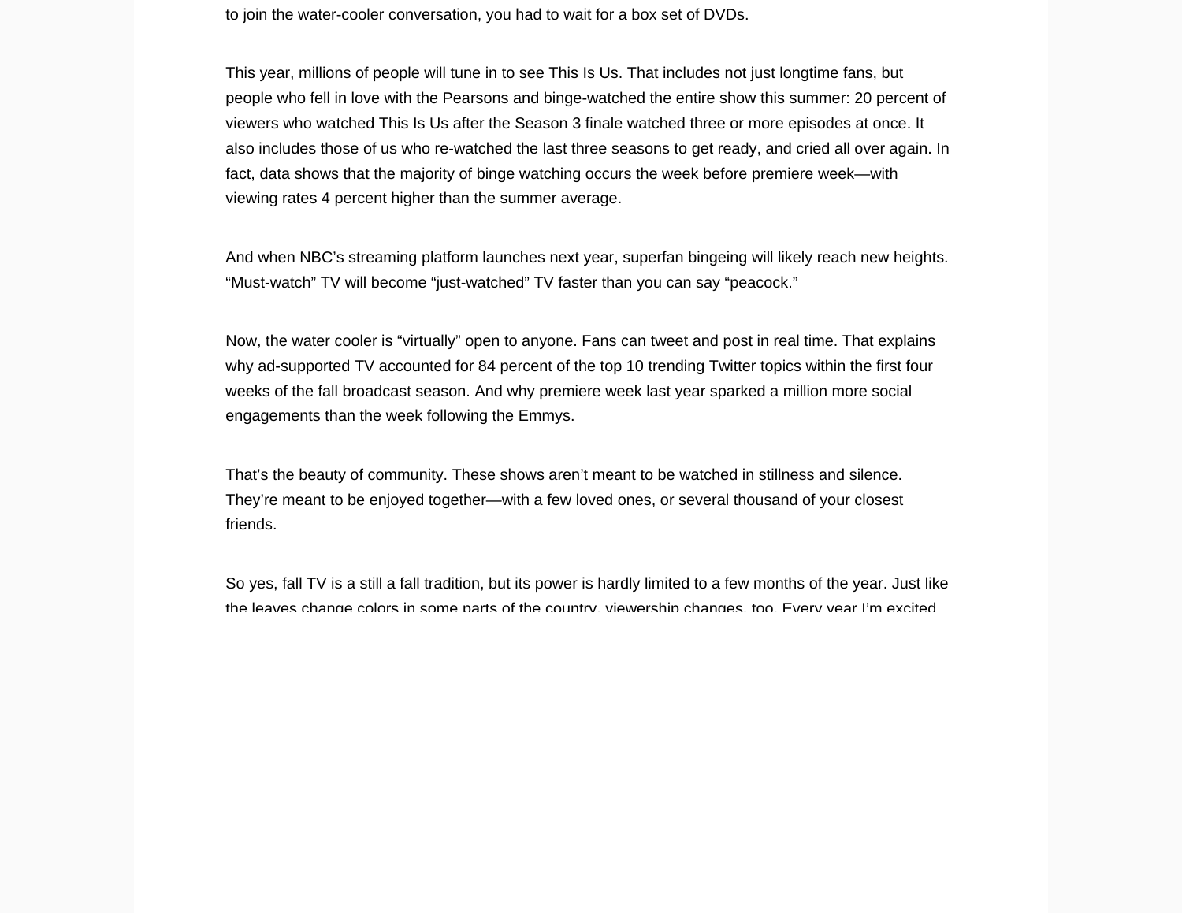to join the water-cooler conversation, you had to wait for a box set of DVDs.

This year, millions of people will tune in to see This Is Us. That includes not just longtime fans, but people who fell in love with the Pearsons and binge-watched the entire show this summer: 20 percent of viewers who watched This Is Us after the Season 3 finale watched three or more episodes at once. It also includes those of us who re-watched the last three seasons to get ready, and cried all over again. In fact, data shows that the majority of binge watching occurs the week before premiere week—with viewing rates 4 percent higher than the summer average.

And when NBC's streaming platform launches next year, superfan bingeing will likely reach new heights. "Must-watch" TV will become "just-watched" TV faster than you can say "peacock."

Now, the water cooler is "virtually" open to anyone. Fans can tweet and post in real time. That explains why ad-supported TV accounted for 84 percent of the top 10 trending Twitter topics within the first four weeks of the fall broadcast season. And why premiere week last year sparked a million more social engagements than the week following the Emmys.

That's the beauty of community. These shows aren't meant to be watched in stillness and silence. They're meant to be enjoyed together—with a few loved ones, or several thousand of your closest friends.

So yes, fall TV is a still a fall tradition, but its power is hardly limited to a few months of the year. Just like the leaves change colors in some parts of the country, viewership changes, too. Every year I'm excited